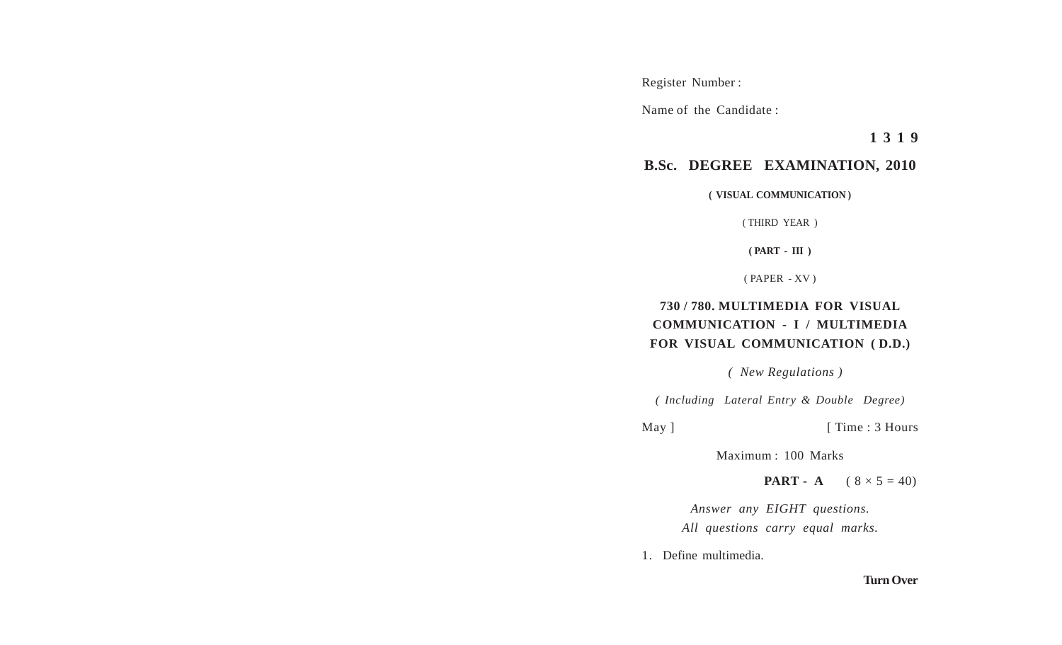Register Number :

Name of the Candidate :

**1 3 1 9**

# B.Sc. DEGREE EXAMINATION, 2010

**( VISUAL COMMUNICATION )**

( THIRD YEAR )

**( PART - III )**

( PAPER - XV )

## 730 / 780. MULTIMEDIA FOR VISUAL COMMUNICATION - I / MULTIMEDIA FOR VISUAL COMMUNICATION ( D.D.)

*( New Regulations )*

*( Including Lateral Entry & Double Degree)*

May ] [ Time : 3 Hours

Maximum : 100 Marks

**PART - A** ( $8 \times 5 = 40$)

*Answer any EIGHT questions.*
*All questions carry equal marks.*

1. Define multimedia.

**Turn Over**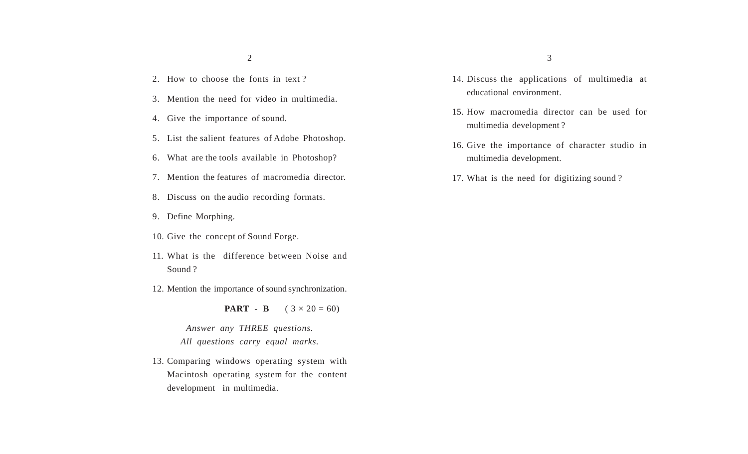2. How to choose the fonts in text ?

3. Mention the need for video in multimedia.

4. Give the importance of sound.

5. List the salient features of Adobe Photoshop.

6. What are the tools available in Photoshop?

7. Mention the features of macromedia director.

8. Discuss on the audio recording formats.

9. Define Morphing.

10. Give the concept of Sound Forge.

11. What is the difference between Noise and Sound ?

12. Mention the importance of sound synchronization.

**PART - B** ( 3 × 20 = 60)

*Answer any THREE questions.*
*All questions carry equal marks.*

13. Comparing windows operating system with Macintosh operating system for the content development in multimedia.

14. Discuss the applications of multimedia at educational environment.

15. How macromedia director can be used for multimedia development ?

16. Give the importance of character studio in multimedia development.

17. What is the need for digitizing sound ?